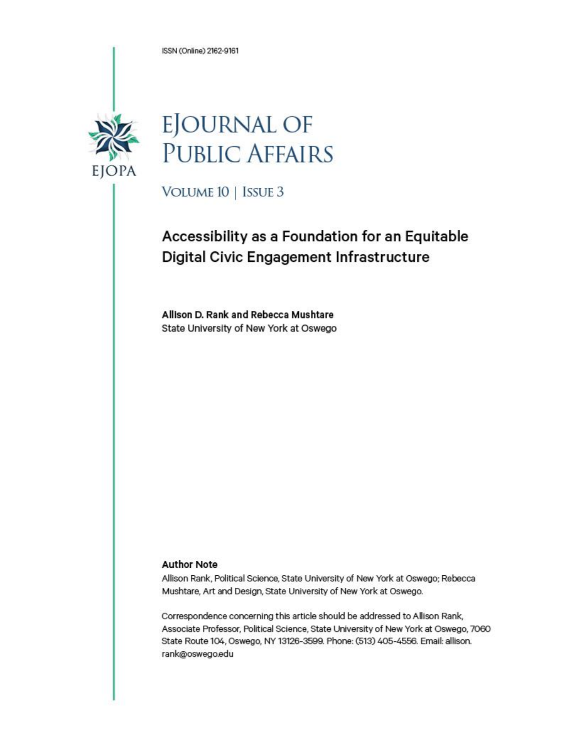ISSN (Online) 2162-9161

# EJournal of Public Affairs

Volume 10 | Issue 3

## Accessibility as a Foundation for an Equitable Digital Civic Engagement Infrastructure

**Allison D. Rank and Rebecca Mushtare**
State University of New York at Oswego

**Author Note**

Allison Rank, Political Science, State University of New York at Oswego; Rebecca Mushtare, Art and Design, State University of New York at Oswego.

Correspondence concerning this article should be addressed to Allison Rank, Associate Professor, Political Science, State University of New York at Oswego, 7060 State Route 104, Oswego, NY 13126-3599. Phone: (513) 405-4556. Email: allison.rank@oswego.edu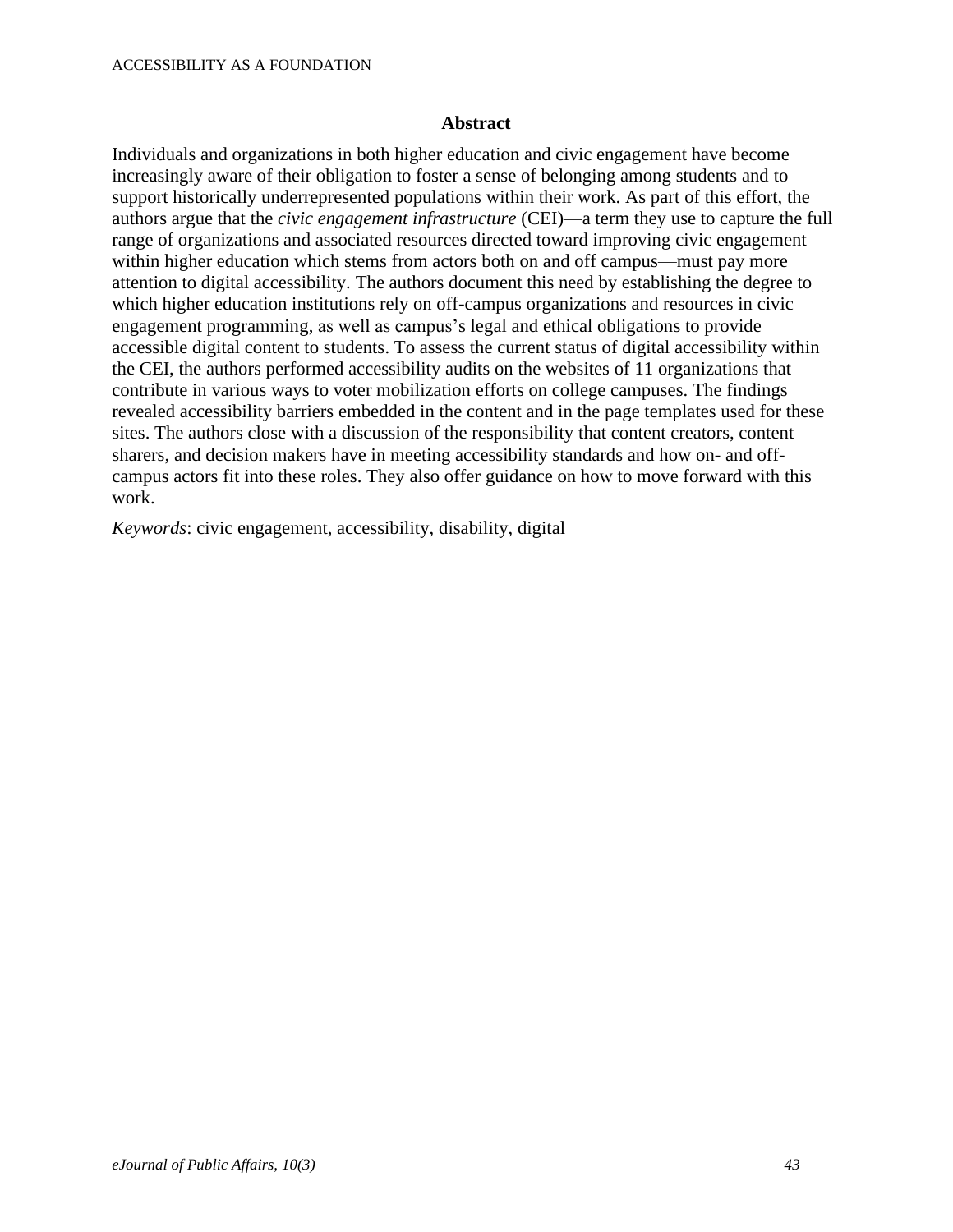## Abstract

Individuals and organizations in both higher education and civic engagement have become increasingly aware of their obligation to foster a sense of belonging among students and to support historically underrepresented populations within their work. As part of this effort, the authors argue that the *civic engagement infrastructure* (CEI)—a term they use to capture the full range of organizations and associated resources directed toward improving civic engagement within higher education which stems from actors both on and off campus—must pay more attention to digital accessibility. The authors document this need by establishing the degree to which higher education institutions rely on off-campus organizations and resources in civic engagement programming, as well as campus's legal and ethical obligations to provide accessible digital content to students. To assess the current status of digital accessibility within the CEI, the authors performed accessibility audits on the websites of 11 organizations that contribute in various ways to voter mobilization efforts on college campuses. The findings revealed accessibility barriers embedded in the content and in the page templates used for these sites. The authors close with a discussion of the responsibility that content creators, content sharers, and decision makers have in meeting accessibility standards and how on- and off-campus actors fit into these roles. They also offer guidance on how to move forward with this work.

*Keywords*: civic engagement, accessibility, disability, digital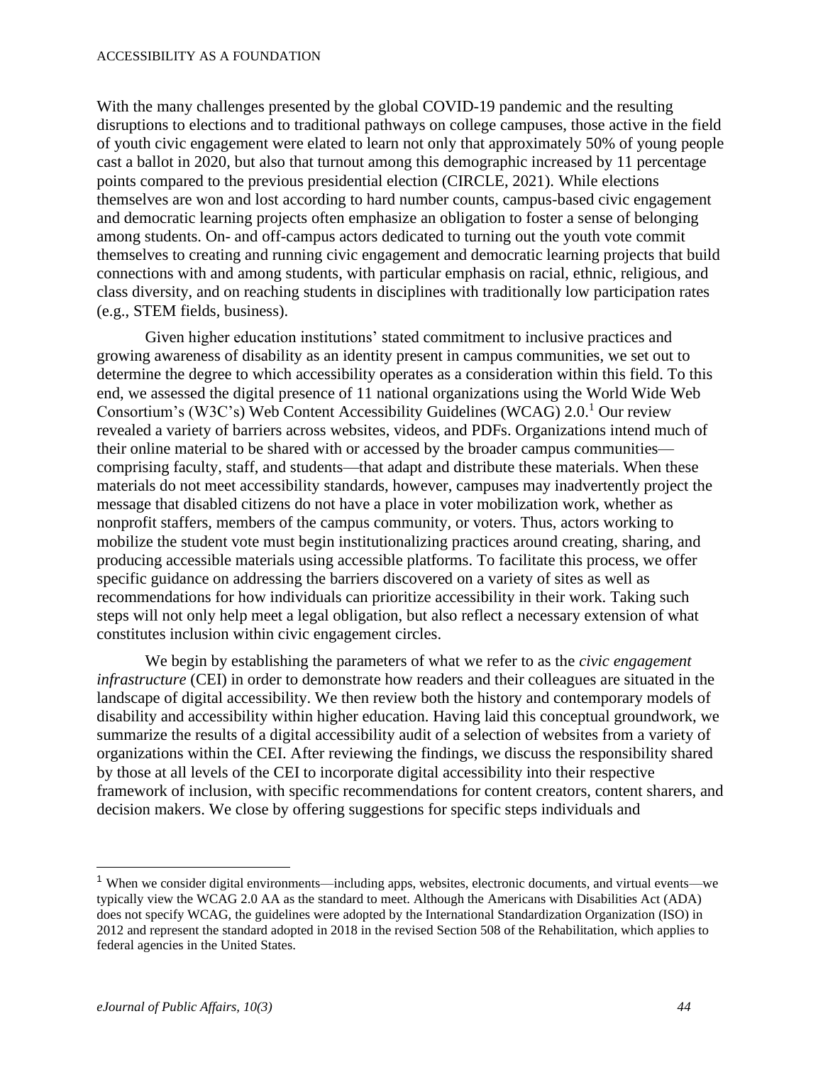With the many challenges presented by the global COVID-19 pandemic and the resulting disruptions to elections and to traditional pathways on college campuses, those active in the field of youth civic engagement were elated to learn not only that approximately 50% of young people cast a ballot in 2020, but also that turnout among this demographic increased by 11 percentage points compared to the previous presidential election (CIRCLE, 2021). While elections themselves are won and lost according to hard number counts, campus-based civic engagement and democratic learning projects often emphasize an obligation to foster a sense of belonging among students. On- and off-campus actors dedicated to turning out the youth vote commit themselves to creating and running civic engagement and democratic learning projects that build connections with and among students, with particular emphasis on racial, ethnic, religious, and class diversity, and on reaching students in disciplines with traditionally low participation rates (e.g., STEM fields, business).

Given higher education institutions' stated commitment to inclusive practices and growing awareness of disability as an identity present in campus communities, we set out to determine the degree to which accessibility operates as a consideration within this field. To this end, we assessed the digital presence of 11 national organizations using the World Wide Web Consortium's (W3C's) Web Content Accessibility Guidelines (WCAG) 2.0.[1] Our review revealed a variety of barriers across websites, videos, and PDFs. Organizations intend much of their online material to be shared with or accessed by the broader campus communities—comprising faculty, staff, and students—that adapt and distribute these materials. When these materials do not meet accessibility standards, however, campuses may inadvertently project the message that disabled citizens do not have a place in voter mobilization work, whether as nonprofit staffers, members of the campus community, or voters. Thus, actors working to mobilize the student vote must begin institutionalizing practices around creating, sharing, and producing accessible materials using accessible platforms. To facilitate this process, we offer specific guidance on addressing the barriers discovered on a variety of sites as well as recommendations for how individuals can prioritize accessibility in their work. Taking such steps will not only help meet a legal obligation, but also reflect a necessary extension of what constitutes inclusion within civic engagement circles.

We begin by establishing the parameters of what we refer to as the *civic engagement infrastructure* (CEI) in order to demonstrate how readers and their colleagues are situated in the landscape of digital accessibility. We then review both the history and contemporary models of disability and accessibility within higher education. Having laid this conceptual groundwork, we summarize the results of a digital accessibility audit of a selection of websites from a variety of organizations within the CEI. After reviewing the findings, we discuss the responsibility shared by those at all levels of the CEI to incorporate digital accessibility into their respective framework of inclusion, with specific recommendations for content creators, content sharers, and decision makers. We close by offering suggestions for specific steps individuals and

[1] When we consider digital environments—including apps, websites, electronic documents, and virtual events—we typically view the WCAG 2.0 AA as the standard to meet. Although the Americans with Disabilities Act (ADA) does not specify WCAG, the guidelines were adopted by the International Standardization Organization (ISO) in 2012 and represent the standard adopted in 2018 in the revised Section 508 of the Rehabilitation, which applies to federal agencies in the United States.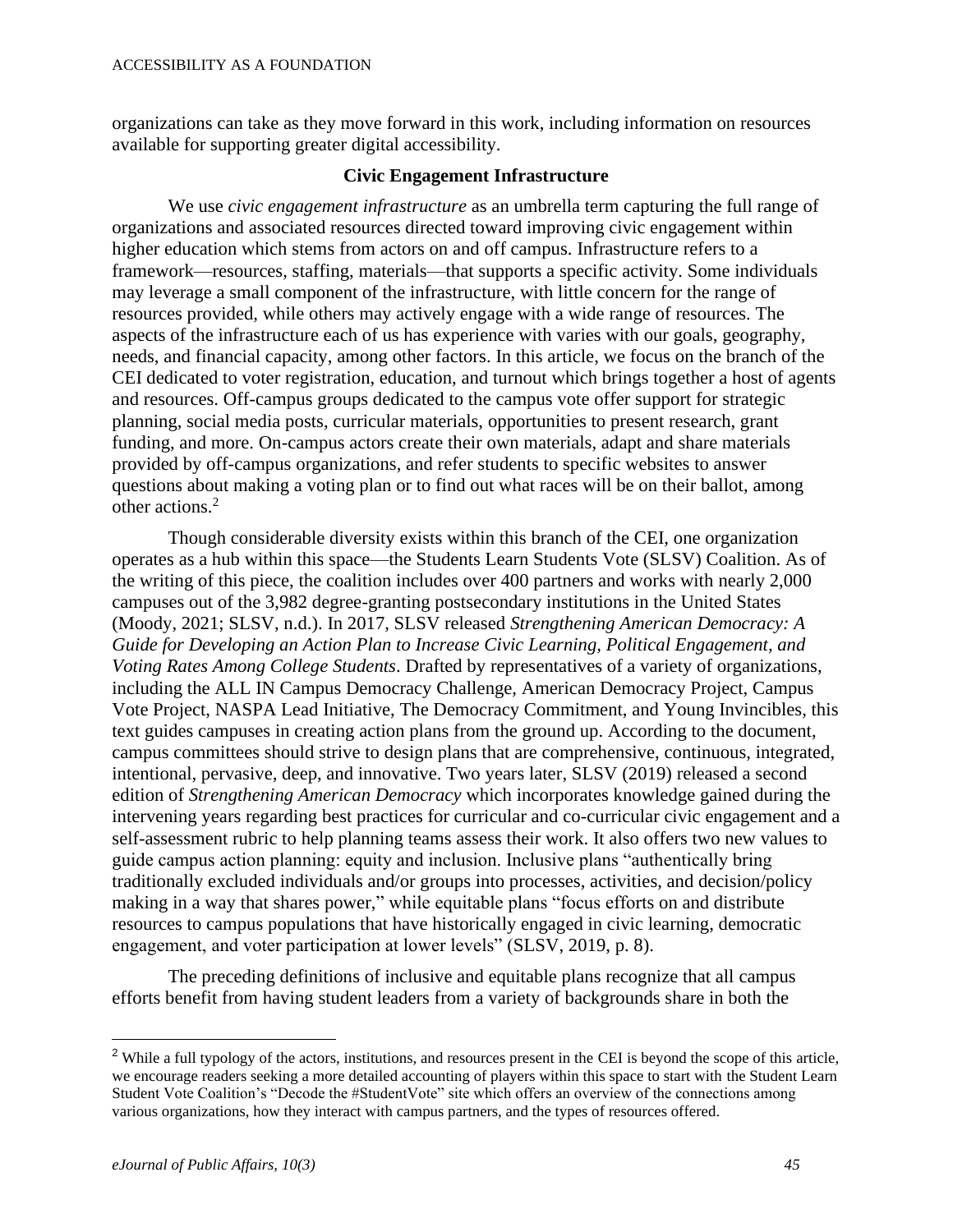organizations can take as they move forward in this work, including information on resources available for supporting greater digital accessibility.

## Civic Engagement Infrastructure

We use *civic engagement infrastructure* as an umbrella term capturing the full range of organizations and associated resources directed toward improving civic engagement within higher education which stems from actors on and off campus. Infrastructure refers to a framework—resources, staffing, materials—that supports a specific activity. Some individuals may leverage a small component of the infrastructure, with little concern for the range of resources provided, while others may actively engage with a wide range of resources. The aspects of the infrastructure each of us has experience with varies with our goals, geography, needs, and financial capacity, among other factors. In this article, we focus on the branch of the CEI dedicated to voter registration, education, and turnout which brings together a host of agents and resources. Off-campus groups dedicated to the campus vote offer support for strategic planning, social media posts, curricular materials, opportunities to present research, grant funding, and more. On-campus actors create their own materials, adapt and share materials provided by off-campus organizations, and refer students to specific websites to answer questions about making a voting plan or to find out what races will be on their ballot, among other actions.[2]

Though considerable diversity exists within this branch of the CEI, one organization operates as a hub within this space—the Students Learn Students Vote (SLSV) Coalition. As of the writing of this piece, the coalition includes over 400 partners and works with nearly 2,000 campuses out of the 3,982 degree-granting postsecondary institutions in the United States (Moody, 2021; SLSV, n.d.). In 2017, SLSV released *Strengthening American Democracy: A Guide for Developing an Action Plan to Increase Civic Learning, Political Engagement, and Voting Rates Among College Students*. Drafted by representatives of a variety of organizations, including the ALL IN Campus Democracy Challenge, American Democracy Project, Campus Vote Project, NASPA Lead Initiative, The Democracy Commitment, and Young Invincibles, this text guides campuses in creating action plans from the ground up. According to the document, campus committees should strive to design plans that are comprehensive, continuous, integrated, intentional, pervasive, deep, and innovative. Two years later, SLSV (2019) released a second edition of *Strengthening American Democracy* which incorporates knowledge gained during the intervening years regarding best practices for curricular and co-curricular civic engagement and a self-assessment rubric to help planning teams assess their work. It also offers two new values to guide campus action planning: equity and inclusion. Inclusive plans "authentically bring traditionally excluded individuals and/or groups into processes, activities, and decision/policy making in a way that shares power," while equitable plans "focus efforts on and distribute resources to campus populations that have historically engaged in civic learning, democratic engagement, and voter participation at lower levels" (SLSV, 2019, p. 8).

The preceding definitions of inclusive and equitable plans recognize that all campus efforts benefit from having student leaders from a variety of backgrounds share in both the

---

[2] While a full typology of the actors, institutions, and resources present in the CEI is beyond the scope of this article, we encourage readers seeking a more detailed accounting of players within this space to start with the Student Learn Student Vote Coalition's "Decode the #StudentVote" site which offers an overview of the connections among various organizations, how they interact with campus partners, and the types of resources offered.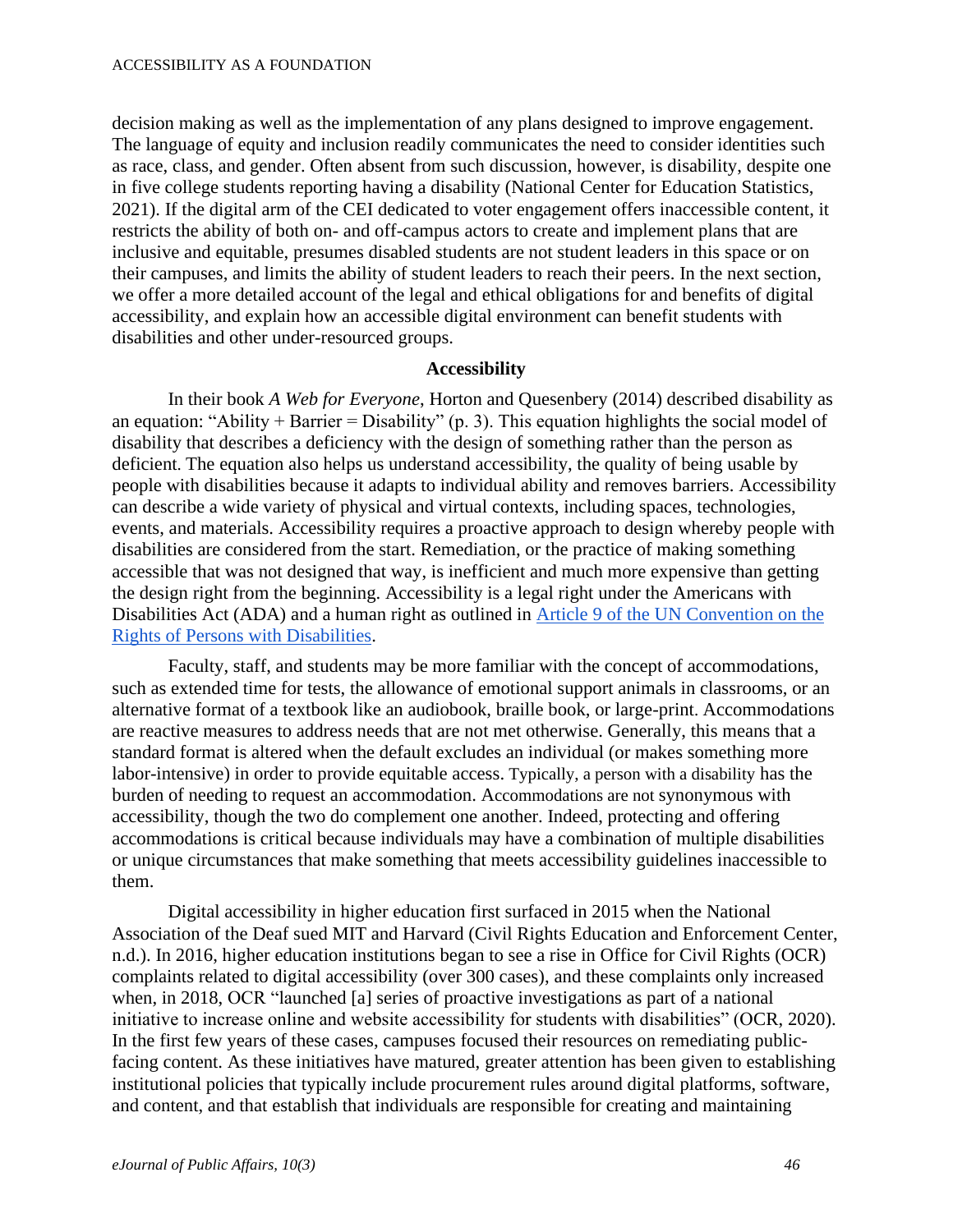decision making as well as the implementation of any plans designed to improve engagement. The language of equity and inclusion readily communicates the need to consider identities such as race, class, and gender. Often absent from such discussion, however, is disability, despite one in five college students reporting having a disability (National Center for Education Statistics, 2021). If the digital arm of the CEI dedicated to voter engagement offers inaccessible content, it restricts the ability of both on- and off-campus actors to create and implement plans that are inclusive and equitable, presumes disabled students are not student leaders in this space or on their campuses, and limits the ability of student leaders to reach their peers. In the next section, we offer a more detailed account of the legal and ethical obligations for and benefits of digital accessibility, and explain how an accessible digital environment can benefit students with disabilities and other under-resourced groups.

## Accessibility

In their book *A Web for Everyone*, Horton and Quesenbery (2014) described disability as an equation: "Ability + Barrier = Disability" (p. 3). This equation highlights the social model of disability that describes a deficiency with the design of something rather than the person as deficient. The equation also helps us understand accessibility, the quality of being usable by people with disabilities because it adapts to individual ability and removes barriers. Accessibility can describe a wide variety of physical and virtual contexts, including spaces, technologies, events, and materials. Accessibility requires a proactive approach to design whereby people with disabilities are considered from the start. Remediation, or the practice of making something accessible that was not designed that way, is inefficient and much more expensive than getting the design right from the beginning. Accessibility is a legal right under the Americans with Disabilities Act (ADA) and a human right as outlined in Article 9 of the UN Convention on the Rights of Persons with Disabilities.

Faculty, staff, and students may be more familiar with the concept of accommodations, such as extended time for tests, the allowance of emotional support animals in classrooms, or an alternative format of a textbook like an audiobook, braille book, or large-print. Accommodations are reactive measures to address needs that are not met otherwise. Generally, this means that a standard format is altered when the default excludes an individual (or makes something more labor-intensive) in order to provide equitable access. Typically, a person with a disability has the burden of needing to request an accommodation. Accommodations are not synonymous with accessibility, though the two do complement one another. Indeed, protecting and offering accommodations is critical because individuals may have a combination of multiple disabilities or unique circumstances that make something that meets accessibility guidelines inaccessible to them.

Digital accessibility in higher education first surfaced in 2015 when the National Association of the Deaf sued MIT and Harvard (Civil Rights Education and Enforcement Center, n.d.). In 2016, higher education institutions began to see a rise in Office for Civil Rights (OCR) complaints related to digital accessibility (over 300 cases), and these complaints only increased when, in 2018, OCR "launched [a] series of proactive investigations as part of a national initiative to increase online and website accessibility for students with disabilities" (OCR, 2020). In the first few years of these cases, campuses focused their resources on remediating public-facing content. As these initiatives have matured, greater attention has been given to establishing institutional policies that typically include procurement rules around digital platforms, software, and content, and that establish that individuals are responsible for creating and maintaining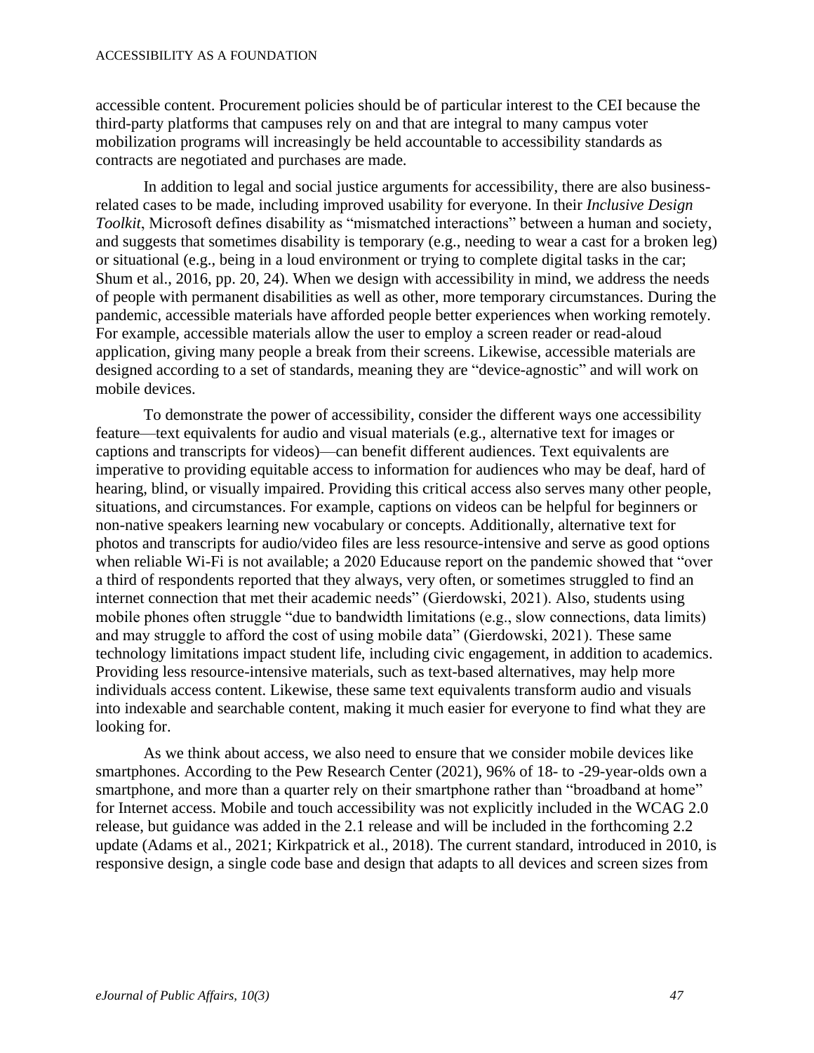accessible content. Procurement policies should be of particular interest to the CEI because the third-party platforms that campuses rely on and that are integral to many campus voter mobilization programs will increasingly be held accountable to accessibility standards as contracts are negotiated and purchases are made.

In addition to legal and social justice arguments for accessibility, there are also business-related cases to be made, including improved usability for everyone. In their *Inclusive Design Toolkit*, Microsoft defines disability as "mismatched interactions" between a human and society, and suggests that sometimes disability is temporary (e.g., needing to wear a cast for a broken leg) or situational (e.g., being in a loud environment or trying to complete digital tasks in the car; Shum et al., 2016, pp. 20, 24). When we design with accessibility in mind, we address the needs of people with permanent disabilities as well as other, more temporary circumstances. During the pandemic, accessible materials have afforded people better experiences when working remotely. For example, accessible materials allow the user to employ a screen reader or read-aloud application, giving many people a break from their screens. Likewise, accessible materials are designed according to a set of standards, meaning they are "device-agnostic" and will work on mobile devices.

To demonstrate the power of accessibility, consider the different ways one accessibility feature—text equivalents for audio and visual materials (e.g., alternative text for images or captions and transcripts for videos)—can benefit different audiences. Text equivalents are imperative to providing equitable access to information for audiences who may be deaf, hard of hearing, blind, or visually impaired. Providing this critical access also serves many other people, situations, and circumstances. For example, captions on videos can be helpful for beginners or non-native speakers learning new vocabulary or concepts. Additionally, alternative text for photos and transcripts for audio/video files are less resource-intensive and serve as good options when reliable Wi-Fi is not available; a 2020 Educause report on the pandemic showed that "over a third of respondents reported that they always, very often, or sometimes struggled to find an internet connection that met their academic needs" (Gierdowski, 2021). Also, students using mobile phones often struggle "due to bandwidth limitations (e.g., slow connections, data limits) and may struggle to afford the cost of using mobile data" (Gierdowski, 2021). These same technology limitations impact student life, including civic engagement, in addition to academics. Providing less resource-intensive materials, such as text-based alternatives, may help more individuals access content. Likewise, these same text equivalents transform audio and visuals into indexable and searchable content, making it much easier for everyone to find what they are looking for.

As we think about access, we also need to ensure that we consider mobile devices like smartphones. According to the Pew Research Center (2021), 96% of 18- to -29-year-olds own a smartphone, and more than a quarter rely on their smartphone rather than "broadband at home" for Internet access. Mobile and touch accessibility was not explicitly included in the WCAG 2.0 release, but guidance was added in the 2.1 release and will be included in the forthcoming 2.2 update (Adams et al., 2021; Kirkpatrick et al., 2018). The current standard, introduced in 2010, is responsive design, a single code base and design that adapts to all devices and screen sizes from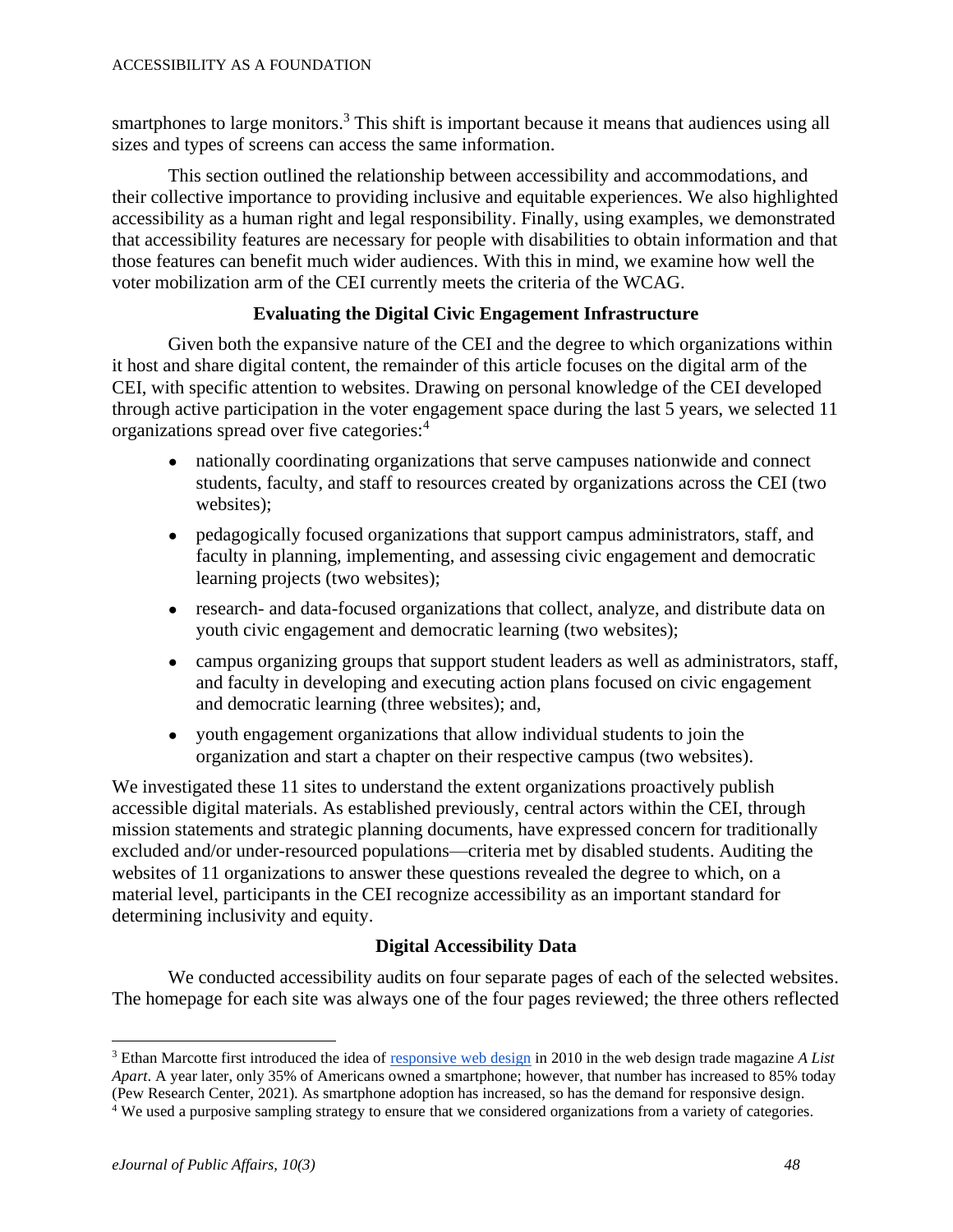smartphones to large monitors.[3] This shift is important because it means that audiences using all sizes and types of screens can access the same information.

This section outlined the relationship between accessibility and accommodations, and their collective importance to providing inclusive and equitable experiences. We also highlighted accessibility as a human right and legal responsibility. Finally, using examples, we demonstrated that accessibility features are necessary for people with disabilities to obtain information and that those features can benefit much wider audiences. With this in mind, we examine how well the voter mobilization arm of the CEI currently meets the criteria of the WCAG.

## Evaluating the Digital Civic Engagement Infrastructure

Given both the expansive nature of the CEI and the degree to which organizations within it host and share digital content, the remainder of this article focuses on the digital arm of the CEI, with specific attention to websites. Drawing on personal knowledge of the CEI developed through active participation in the voter engagement space during the last 5 years, we selected 11 organizations spread over five categories:[4]

- nationally coordinating organizations that serve campuses nationwide and connect students, faculty, and staff to resources created by organizations across the CEI (two websites);
- pedagogically focused organizations that support campus administrators, staff, and faculty in planning, implementing, and assessing civic engagement and democratic learning projects (two websites);
- research- and data-focused organizations that collect, analyze, and distribute data on youth civic engagement and democratic learning (two websites);
- campus organizing groups that support student leaders as well as administrators, staff, and faculty in developing and executing action plans focused on civic engagement and democratic learning (three websites); and,
- youth engagement organizations that allow individual students to join the organization and start a chapter on their respective campus (two websites).

We investigated these 11 sites to understand the extent organizations proactively publish accessible digital materials. As established previously, central actors within the CEI, through mission statements and strategic planning documents, have expressed concern for traditionally excluded and/or under-resourced populations—criteria met by disabled students. Auditing the websites of 11 organizations to answer these questions revealed the degree to which, on a material level, participants in the CEI recognize accessibility as an important standard for determining inclusivity and equity.

## Digital Accessibility Data

We conducted accessibility audits on four separate pages of each of the selected websites. The homepage for each site was always one of the four pages reviewed; the three others reflected

---

[3] Ethan Marcotte first introduced the idea of [responsive web design](#) in 2010 in the web design trade magazine *A List Apart*. A year later, only 35% of Americans owned a smartphone; however, that number has increased to 85% today (Pew Research Center, 2021). As smartphone adoption has increased, so has the demand for responsive design.

[4] We used a purposive sampling strategy to ensure that we considered organizations from a variety of categories.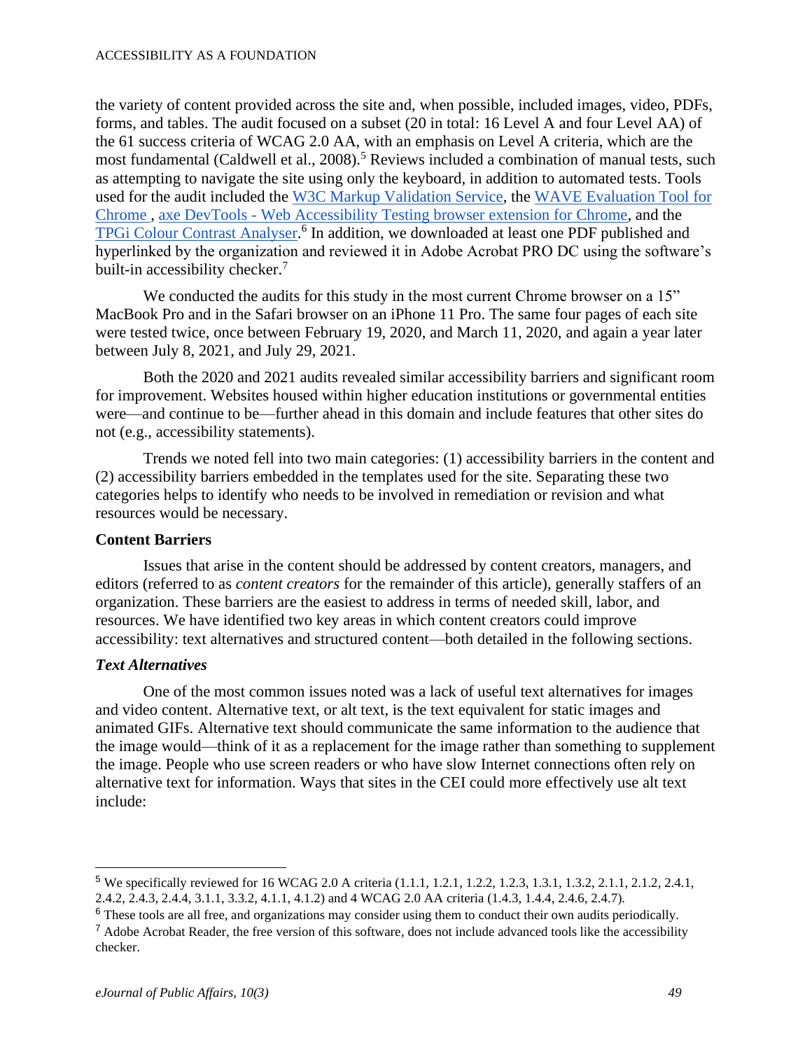the variety of content provided across the site and, when possible, included images, video, PDFs, forms, and tables. The audit focused on a subset (20 in total: 16 Level A and four Level AA) of the 61 success criteria of WCAG 2.0 AA, with an emphasis on Level A criteria, which are the most fundamental (Caldwell et al., 2008).[5] Reviews included a combination of manual tests, such as attempting to navigate the site using only the keyboard, in addition to automated tests. Tools used for the audit included the W3C Markup Validation Service, the WAVE Evaluation Tool for Chrome , axe DevTools - Web Accessibility Testing browser extension for Chrome, and the TPGi Colour Contrast Analyser.[6] In addition, we downloaded at least one PDF published and hyperlinked by the organization and reviewed it in Adobe Acrobat PRO DC using the software's built-in accessibility checker.[7]

We conducted the audits for this study in the most current Chrome browser on a 15" MacBook Pro and in the Safari browser on an iPhone 11 Pro. The same four pages of each site were tested twice, once between February 19, 2020, and March 11, 2020, and again a year later between July 8, 2021, and July 29, 2021.

Both the 2020 and 2021 audits revealed similar accessibility barriers and significant room for improvement. Websites housed within higher education institutions or governmental entities were—and continue to be—further ahead in this domain and include features that other sites do not (e.g., accessibility statements).

Trends we noted fell into two main categories: (1) accessibility barriers in the content and (2) accessibility barriers embedded in the templates used for the site. Separating these two categories helps to identify who needs to be involved in remediation or revision and what resources would be necessary.

### Content Barriers

Issues that arise in the content should be addressed by content creators, managers, and editors (referred to as *content creators* for the remainder of this article), generally staffers of an organization. These barriers are the easiest to address in terms of needed skill, labor, and resources. We have identified two key areas in which content creators could improve accessibility: text alternatives and structured content—both detailed in the following sections.

#### *Text Alternatives*

One of the most common issues noted was a lack of useful text alternatives for images and video content. Alternative text, or alt text, is the text equivalent for static images and animated GIFs. Alternative text should communicate the same information to the audience that the image would—think of it as a replacement for the image rather than something to supplement the image. People who use screen readers or who have slow Internet connections often rely on alternative text for information. Ways that sites in the CEI could more effectively use alt text include:

---

[5] We specifically reviewed for 16 WCAG 2.0 A criteria (1.1.1, 1.2.1, 1.2.2, 1.2.3, 1.3.1, 1.3.2, 2.1.1, 2.1.2, 2.4.1, 2.4.2, 2.4.3, 2.4.4, 3.1.1, 3.3.2, 4.1.1, 4.1.2) and 4 WCAG 2.0 AA criteria (1.4.3, 1.4.4, 2.4.6, 2.4.7).

[6] These tools are all free, and organizations may consider using them to conduct their own audits periodically.

[7] Adobe Acrobat Reader, the free version of this software, does not include advanced tools like the accessibility checker.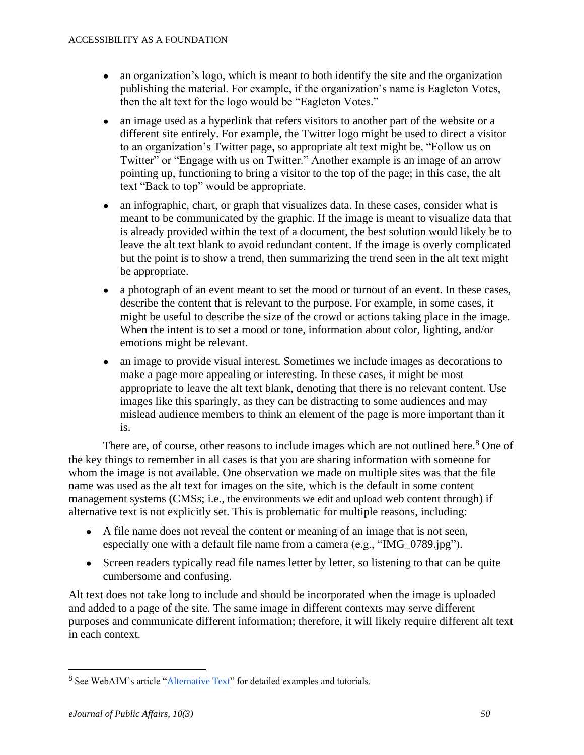- an organization's logo, which is meant to both identify the site and the organization publishing the material. For example, if the organization's name is Eagleton Votes, then the alt text for the logo would be "Eagleton Votes."
- an image used as a hyperlink that refers visitors to another part of the website or a different site entirely. For example, the Twitter logo might be used to direct a visitor to an organization's Twitter page, so appropriate alt text might be, "Follow us on Twitter" or "Engage with us on Twitter." Another example is an image of an arrow pointing up, functioning to bring a visitor to the top of the page; in this case, the alt text "Back to top" would be appropriate.
- an infographic, chart, or graph that visualizes data. In these cases, consider what is meant to be communicated by the graphic. If the image is meant to visualize data that is already provided within the text of a document, the best solution would likely be to leave the alt text blank to avoid redundant content. If the image is overly complicated but the point is to show a trend, then summarizing the trend seen in the alt text might be appropriate.
- a photograph of an event meant to set the mood or turnout of an event. In these cases, describe the content that is relevant to the purpose. For example, in some cases, it might be useful to describe the size of the crowd or actions taking place in the image. When the intent is to set a mood or tone, information about color, lighting, and/or emotions might be relevant.
- an image to provide visual interest. Sometimes we include images as decorations to make a page more appealing or interesting. In these cases, it might be most appropriate to leave the alt text blank, denoting that there is no relevant content. Use images like this sparingly, as they can be distracting to some audiences and may mislead audience members to think an element of the page is more important than it is.

There are, of course, other reasons to include images which are not outlined here.[8] One of the key things to remember in all cases is that you are sharing information with someone for whom the image is not available. One observation we made on multiple sites was that the file name was used as the alt text for images on the site, which is the default in some content management systems (CMSs; i.e., the environments we edit and upload web content through) if alternative text is not explicitly set. This is problematic for multiple reasons, including:

- A file name does not reveal the content or meaning of an image that is not seen, especially one with a default file name from a camera (e.g., "IMG_0789.jpg").
- Screen readers typically read file names letter by letter, so listening to that can be quite cumbersome and confusing.

Alt text does not take long to include and should be incorporated when the image is uploaded and added to a page of the site. The same image in different contexts may serve different purposes and communicate different information; therefore, it will likely require different alt text in each context.

---

[8] See WebAIM's article "[Alternative Text]" for detailed examples and tutorials.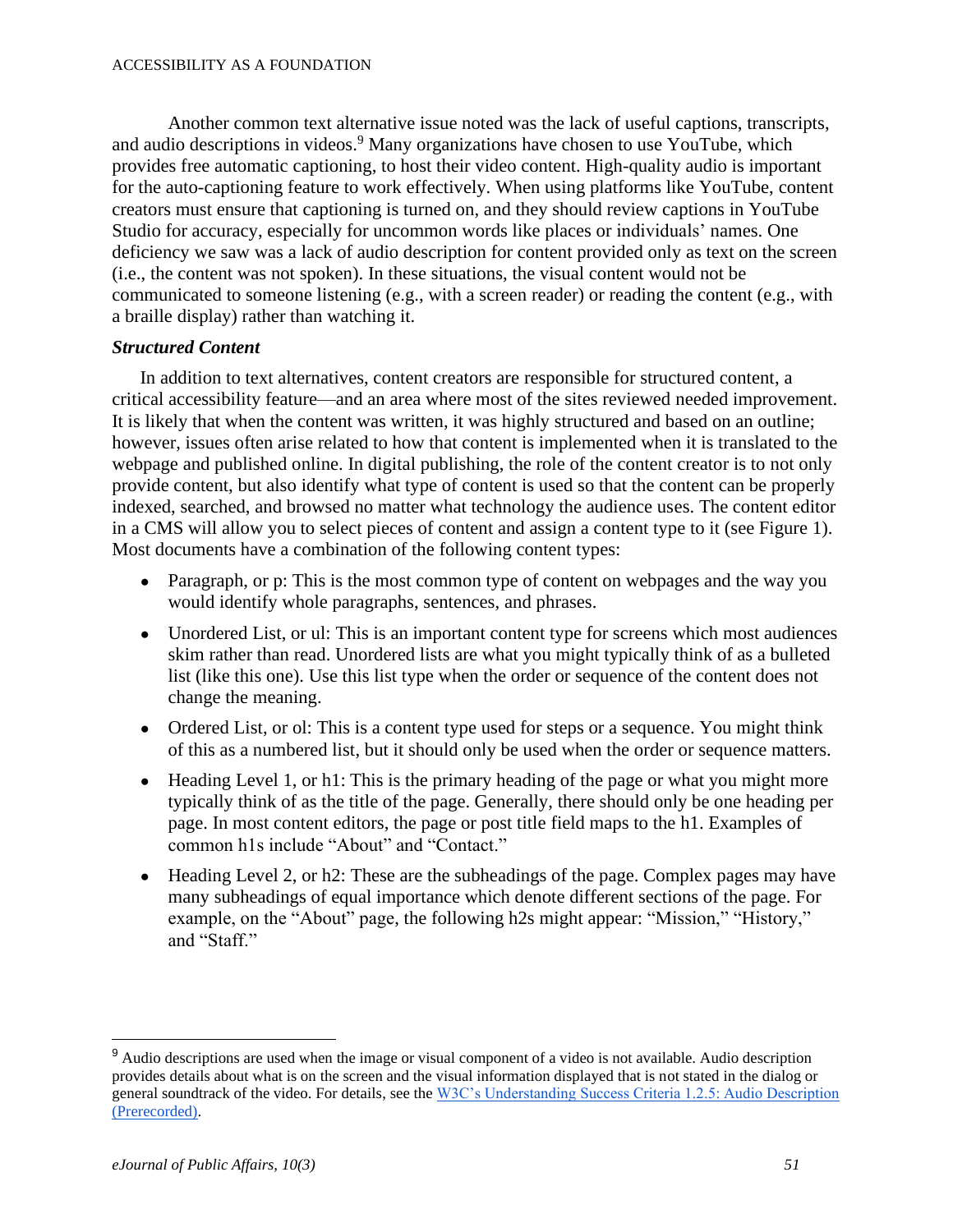Another common text alternative issue noted was the lack of useful captions, transcripts, and audio descriptions in videos.[9] Many organizations have chosen to use YouTube, which provides free automatic captioning, to host their video content. High-quality audio is important for the auto-captioning feature to work effectively. When using platforms like YouTube, content creators must ensure that captioning is turned on, and they should review captions in YouTube Studio for accuracy, especially for uncommon words like places or individuals' names. One deficiency we saw was a lack of audio description for content provided only as text on the screen (i.e., the content was not spoken). In these situations, the visual content would not be communicated to someone listening (e.g., with a screen reader) or reading the content (e.g., with a braille display) rather than watching it.

### *Structured Content*

In addition to text alternatives, content creators are responsible for structured content, a critical accessibility feature—and an area where most of the sites reviewed needed improvement. It is likely that when the content was written, it was highly structured and based on an outline; however, issues often arise related to how that content is implemented when it is translated to the webpage and published online. In digital publishing, the role of the content creator is to not only provide content, but also identify what type of content is used so that the content can be properly indexed, searched, and browsed no matter what technology the audience uses. The content editor in a CMS will allow you to select pieces of content and assign a content type to it (see Figure 1). Most documents have a combination of the following content types:

- Paragraph, or p: This is the most common type of content on webpages and the way you would identify whole paragraphs, sentences, and phrases.
- Unordered List, or ul: This is an important content type for screens which most audiences skim rather than read. Unordered lists are what you might typically think of as a bulleted list (like this one). Use this list type when the order or sequence of the content does not change the meaning.
- Ordered List, or ol: This is a content type used for steps or a sequence. You might think of this as a numbered list, but it should only be used when the order or sequence matters.
- Heading Level 1, or h1: This is the primary heading of the page or what you might more typically think of as the title of the page. Generally, there should only be one heading per page. In most content editors, the page or post title field maps to the h1. Examples of common h1s include "About" and "Contact."
- Heading Level 2, or h2: These are the subheadings of the page. Complex pages may have many subheadings of equal importance which denote different sections of the page. For example, on the "About" page, the following h2s might appear: "Mission," "History," and "Staff."

---

[9] Audio descriptions are used when the image or visual component of a video is not available. Audio description provides details about what is on the screen and the visual information displayed that is not stated in the dialog or general soundtrack of the video. For details, see the [W3C's Understanding Success Criteria 1.2.5: Audio Description (Prerecorded)](#).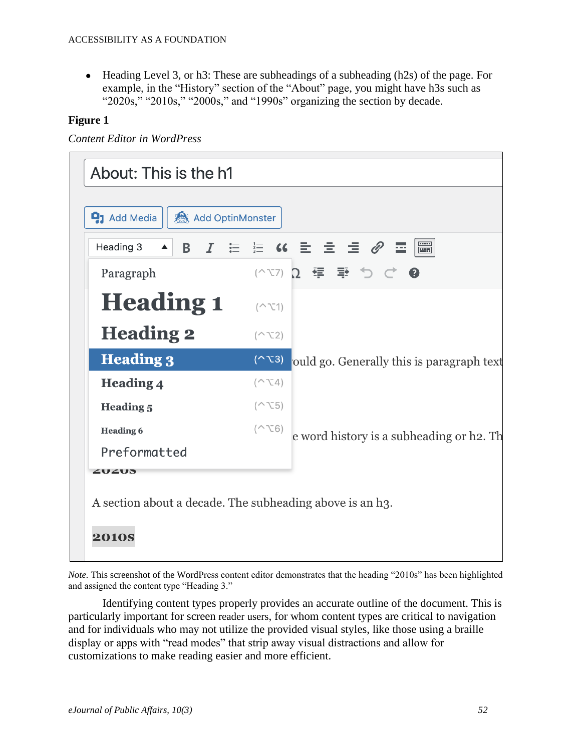- Heading Level 3, or h3: These are subheadings of a subheading (h2s) of the page. For example, in the “History” section of the “About” page, you might have h3s such as “2020s,” “2010s,” “2000s,” and “1990s” organizing the section by decade.

**Figure 1**

*Content Editor in WordPress*

*Note.* This screenshot of the WordPress content editor demonstrates that the heading “2010s” has been highlighted and assigned the content type “Heading 3.”

Identifying content types properly provides an accurate outline of the document. This is particularly important for screen reader users, for whom content types are critical to navigation and for individuals who may not utilize the provided visual styles, like those using a braille display or apps with “read modes” that strip away visual distractions and allow for customizations to make reading easier and more efficient.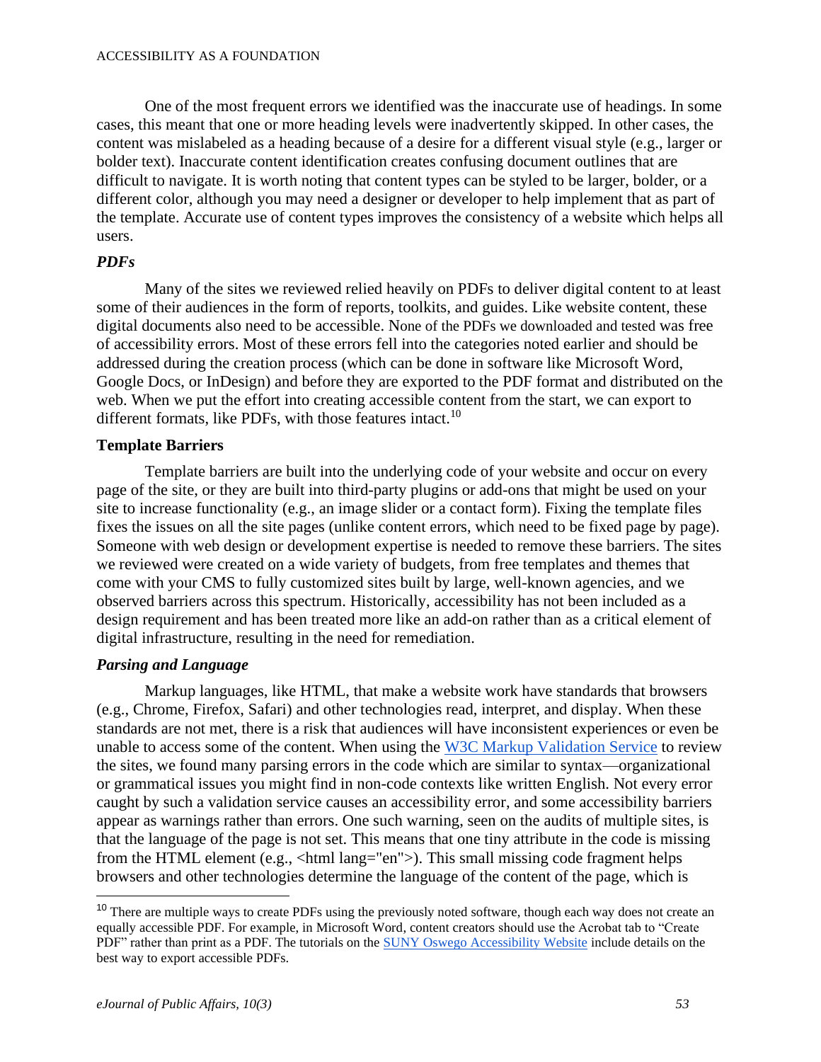One of the most frequent errors we identified was the inaccurate use of headings. In some cases, this meant that one or more heading levels were inadvertently skipped. In other cases, the content was mislabeled as a heading because of a desire for a different visual style (e.g., larger or bolder text). Inaccurate content identification creates confusing document outlines that are difficult to navigate. It is worth noting that content types can be styled to be larger, bolder, or a different color, although you may need a designer or developer to help implement that as part of the template. Accurate use of content types improves the consistency of a website which helps all users.

### *PDFs*

Many of the sites we reviewed relied heavily on PDFs to deliver digital content to at least some of their audiences in the form of reports, toolkits, and guides. Like website content, these digital documents also need to be accessible. None of the PDFs we downloaded and tested was free of accessibility errors. Most of these errors fell into the categories noted earlier and should be addressed during the creation process (which can be done in software like Microsoft Word, Google Docs, or InDesign) and before they are exported to the PDF format and distributed on the web. When we put the effort into creating accessible content from the start, we can export to different formats, like PDFs, with those features intact.[10]

## Template Barriers

Template barriers are built into the underlying code of your website and occur on every page of the site, or they are built into third-party plugins or add-ons that might be used on your site to increase functionality (e.g., an image slider or a contact form). Fixing the template files fixes the issues on all the site pages (unlike content errors, which need to be fixed page by page). Someone with web design or development expertise is needed to remove these barriers. The sites we reviewed were created on a wide variety of budgets, from free templates and themes that come with your CMS to fully customized sites built by large, well-known agencies, and we observed barriers across this spectrum. Historically, accessibility has not been included as a design requirement and has been treated more like an add-on rather than as a critical element of digital infrastructure, resulting in the need for remediation.

### *Parsing and Language*

Markup languages, like HTML, that make a website work have standards that browsers (e.g., Chrome, Firefox, Safari) and other technologies read, interpret, and display. When these standards are not met, there is a risk that audiences will have inconsistent experiences or even be unable to access some of the content. When using the W3C Markup Validation Service to review the sites, we found many parsing errors in the code which are similar to syntax—organizational or grammatical issues you might find in non-code contexts like written English. Not every error caught by such a validation service causes an accessibility error, and some accessibility barriers appear as warnings rather than errors. One such warning, seen on the audits of multiple sites, is that the language of the page is not set. This means that one tiny attribute in the code is missing from the HTML element (e.g., <html lang="en">). This small missing code fragment helps browsers and other technologies determine the language of the content of the page, which is

---

[10] There are multiple ways to create PDFs using the previously noted software, though each way does not create an equally accessible PDF. For example, in Microsoft Word, content creators should use the Acrobat tab to "Create PDF" rather than print as a PDF. The tutorials on the SUNY Oswego Accessibility Website include details on the best way to export accessible PDFs.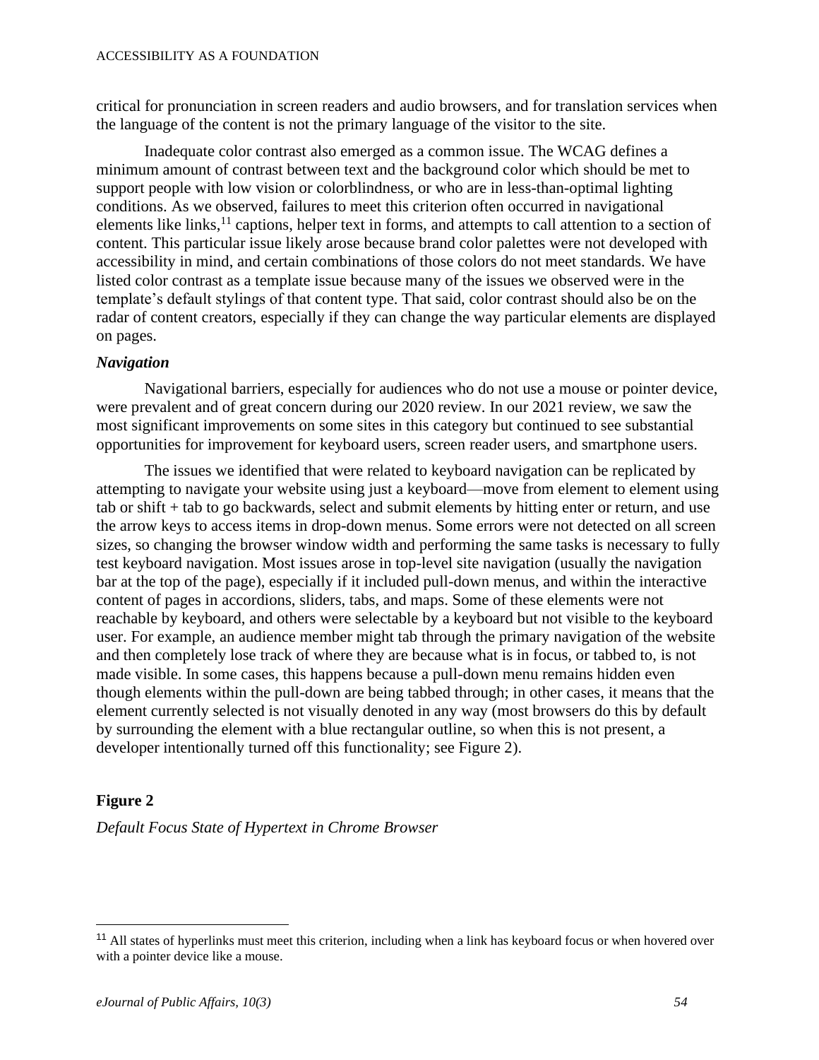critical for pronunciation in screen readers and audio browsers, and for translation services when the language of the content is not the primary language of the visitor to the site.

Inadequate color contrast also emerged as a common issue. The WCAG defines a minimum amount of contrast between text and the background color which should be met to support people with low vision or colorblindness, or who are in less-than-optimal lighting conditions. As we observed, failures to meet this criterion often occurred in navigational elements like links,[11] captions, helper text in forms, and attempts to call attention to a section of content. This particular issue likely arose because brand color palettes were not developed with accessibility in mind, and certain combinations of those colors do not meet standards. We have listed color contrast as a template issue because many of the issues we observed were in the template's default stylings of that content type. That said, color contrast should also be on the radar of content creators, especially if they can change the way particular elements are displayed on pages.

### *Navigation*

Navigational barriers, especially for audiences who do not use a mouse or pointer device, were prevalent and of great concern during our 2020 review. In our 2021 review, we saw the most significant improvements on some sites in this category but continued to see substantial opportunities for improvement for keyboard users, screen reader users, and smartphone users.

The issues we identified that were related to keyboard navigation can be replicated by attempting to navigate your website using just a keyboard—move from element to element using tab or shift + tab to go backwards, select and submit elements by hitting enter or return, and use the arrow keys to access items in drop-down menus. Some errors were not detected on all screen sizes, so changing the browser window width and performing the same tasks is necessary to fully test keyboard navigation. Most issues arose in top-level site navigation (usually the navigation bar at the top of the page), especially if it included pull-down menus, and within the interactive content of pages in accordions, sliders, tabs, and maps. Some of these elements were not reachable by keyboard, and others were selectable by a keyboard but not visible to the keyboard user. For example, an audience member might tab through the primary navigation of the website and then completely lose track of where they are because what is in focus, or tabbed to, is not made visible. In some cases, this happens because a pull-down menu remains hidden even though elements within the pull-down are being tabbed through; in other cases, it means that the element currently selected is not visually denoted in any way (most browsers do this by default by surrounding the element with a blue rectangular outline, so when this is not present, a developer intentionally turned off this functionality; see Figure 2).

**Figure 2**

*Default Focus State of Hypertext in Chrome Browser*

[11] All states of hyperlinks must meet this criterion, including when a link has keyboard focus or when hovered over with a pointer device like a mouse.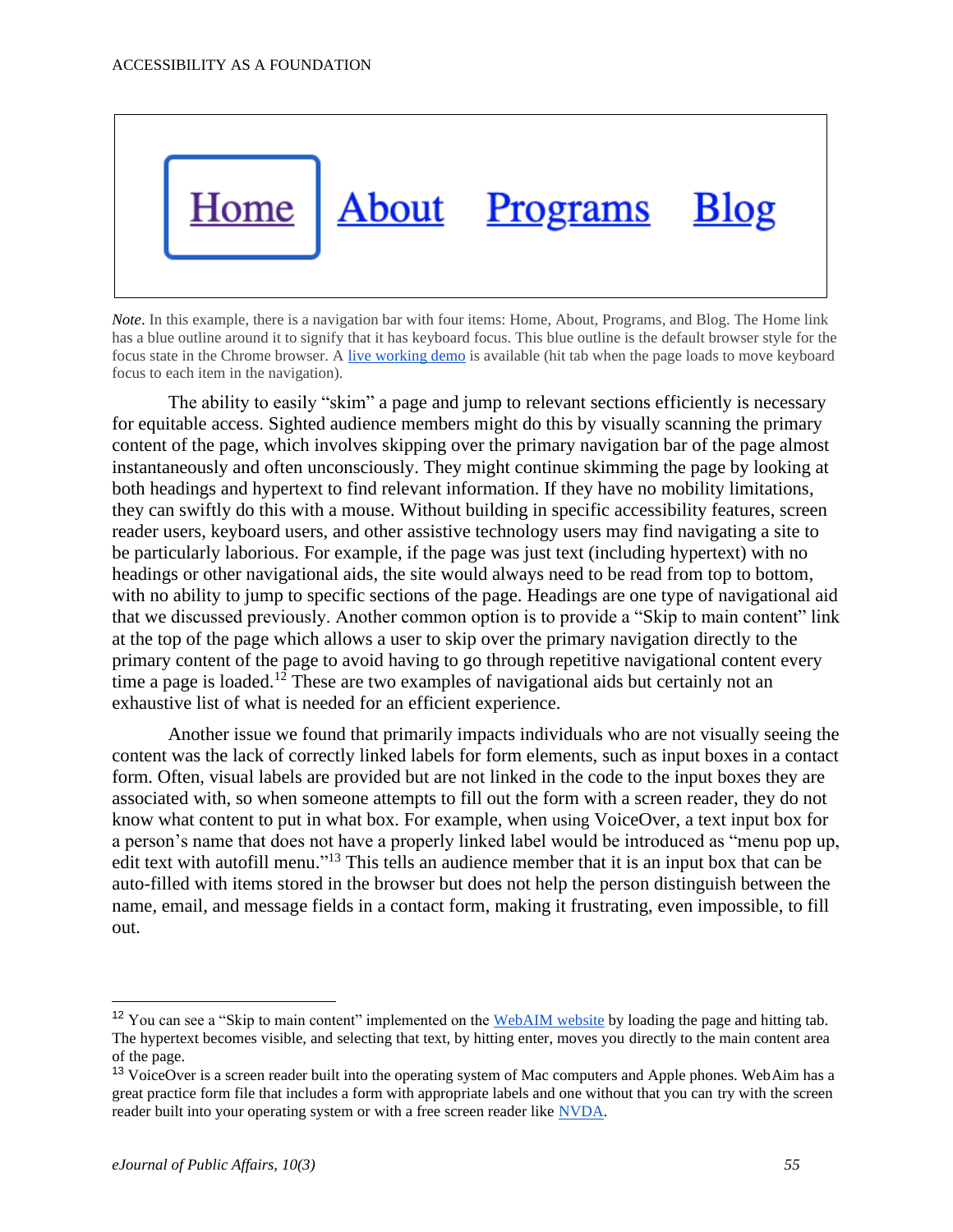Home About Programs Blog

*Note*. In this example, there is a navigation bar with four items: Home, About, Programs, and Blog. The Home link has a blue outline around it to signify that it has keyboard focus. This blue outline is the default browser style for the focus state in the Chrome browser. A live working demo is available (hit tab when the page loads to move keyboard focus to each item in the navigation).

The ability to easily "skim" a page and jump to relevant sections efficiently is necessary for equitable access. Sighted audience members might do this by visually scanning the primary content of the page, which involves skipping over the primary navigation bar of the page almost instantaneously and often unconsciously. They might continue skimming the page by looking at both headings and hypertext to find relevant information. If they have no mobility limitations, they can swiftly do this with a mouse. Without building in specific accessibility features, screen reader users, keyboard users, and other assistive technology users may find navigating a site to be particularly laborious. For example, if the page was just text (including hypertext) with no headings or other navigational aids, the site would always need to be read from top to bottom, with no ability to jump to specific sections of the page. Headings are one type of navigational aid that we discussed previously. Another common option is to provide a "Skip to main content" link at the top of the page which allows a user to skip over the primary navigation directly to the primary content of the page to avoid having to go through repetitive navigational content every time a page is loaded.[12] These are two examples of navigational aids but certainly not an exhaustive list of what is needed for an efficient experience.

Another issue we found that primarily impacts individuals who are not visually seeing the content was the lack of correctly linked labels for form elements, such as input boxes in a contact form. Often, visual labels are provided but are not linked in the code to the input boxes they are associated with, so when someone attempts to fill out the form with a screen reader, they do not know what content to put in what box. For example, when using VoiceOver, a text input box for a person's name that does not have a properly linked label would be introduced as "menu pop up, edit text with autofill menu."[13] This tells an audience member that it is an input box that can be auto-filled with items stored in the browser but does not help the person distinguish between the name, email, and message fields in a contact form, making it frustrating, even impossible, to fill out.

---

[12] You can see a "Skip to main content" implemented on the WebAIM website by loading the page and hitting tab. The hypertext becomes visible, and selecting that text, by hitting enter, moves you directly to the main content area of the page.

[13] VoiceOver is a screen reader built into the operating system of Mac computers and Apple phones. WebAim has a great practice form file that includes a form with appropriate labels and one without that you can try with the screen reader built into your operating system or with a free screen reader like NVDA.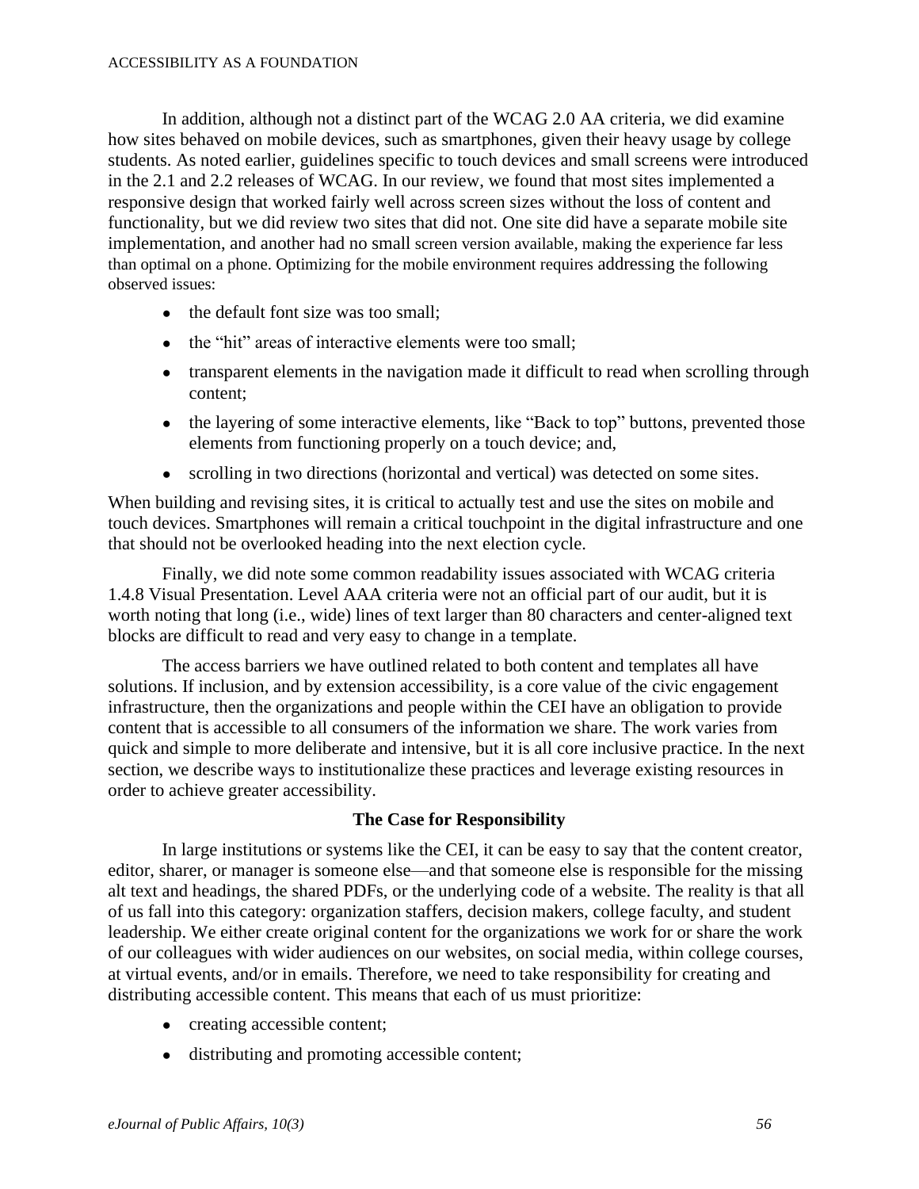In addition, although not a distinct part of the WCAG 2.0 AA criteria, we did examine how sites behaved on mobile devices, such as smartphones, given their heavy usage by college students. As noted earlier, guidelines specific to touch devices and small screens were introduced in the 2.1 and 2.2 releases of WCAG. In our review, we found that most sites implemented a responsive design that worked fairly well across screen sizes without the loss of content and functionality, but we did review two sites that did not. One site did have a separate mobile site implementation, and another had no small screen version available, making the experience far less than optimal on a phone. Optimizing for the mobile environment requires addressing the following observed issues:

- the default font size was too small;
- the "hit" areas of interactive elements were too small;
- transparent elements in the navigation made it difficult to read when scrolling through content;
- the layering of some interactive elements, like "Back to top" buttons, prevented those elements from functioning properly on a touch device; and,
- scrolling in two directions (horizontal and vertical) was detected on some sites.

When building and revising sites, it is critical to actually test and use the sites on mobile and touch devices. Smartphones will remain a critical touchpoint in the digital infrastructure and one that should not be overlooked heading into the next election cycle.

Finally, we did note some common readability issues associated with WCAG criteria 1.4.8 Visual Presentation. Level AAA criteria were not an official part of our audit, but it is worth noting that long (i.e., wide) lines of text larger than 80 characters and center-aligned text blocks are difficult to read and very easy to change in a template.

The access barriers we have outlined related to both content and templates all have solutions. If inclusion, and by extension accessibility, is a core value of the civic engagement infrastructure, then the organizations and people within the CEI have an obligation to provide content that is accessible to all consumers of the information we share. The work varies from quick and simple to more deliberate and intensive, but it is all core inclusive practice. In the next section, we describe ways to institutionalize these practices and leverage existing resources in order to achieve greater accessibility.

## The Case for Responsibility

In large institutions or systems like the CEI, it can be easy to say that the content creator, editor, sharer, or manager is someone else—and that someone else is responsible for the missing alt text and headings, the shared PDFs, or the underlying code of a website. The reality is that all of us fall into this category: organization staffers, decision makers, college faculty, and student leadership. We either create original content for the organizations we work for or share the work of our colleagues with wider audiences on our websites, on social media, within college courses, at virtual events, and/or in emails. Therefore, we need to take responsibility for creating and distributing accessible content. This means that each of us must prioritize:

- creating accessible content;
- distributing and promoting accessible content;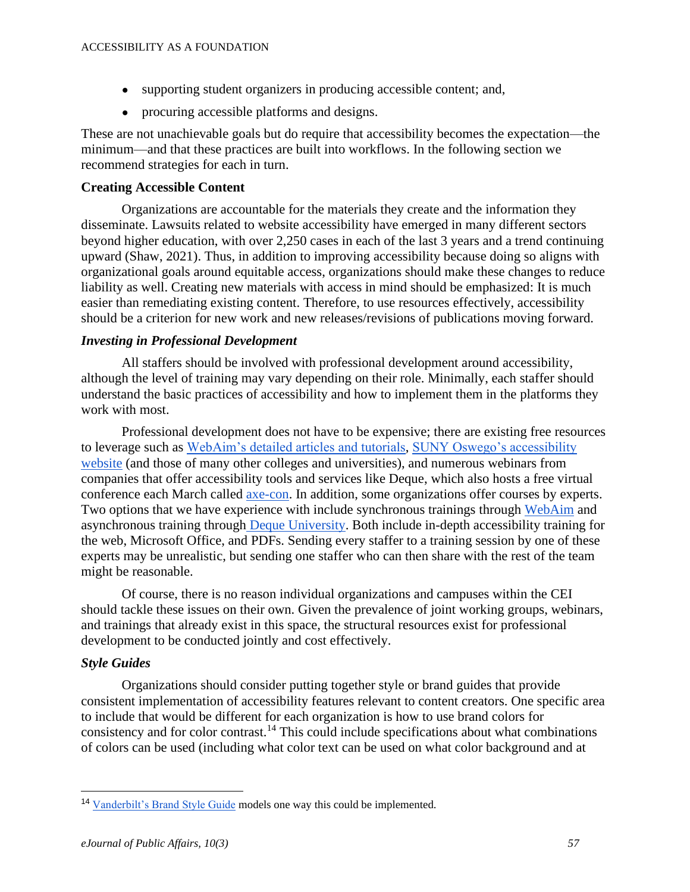- supporting student organizers in producing accessible content; and,
- procuring accessible platforms and designs.

These are not unachievable goals but do require that accessibility becomes the expectation—the minimum—and that these practices are built into workflows. In the following section we recommend strategies for each in turn.

**Creating Accessible Content**

Organizations are accountable for the materials they create and the information they disseminate. Lawsuits related to website accessibility have emerged in many different sectors beyond higher education, with over 2,250 cases in each of the last 3 years and a trend continuing upward (Shaw, 2021). Thus, in addition to improving accessibility because doing so aligns with organizational goals around equitable access, organizations should make these changes to reduce liability as well. Creating new materials with access in mind should be emphasized: It is much easier than remediating existing content. Therefore, to use resources effectively, accessibility should be a criterion for new work and new releases/revisions of publications moving forward.

***Investing in Professional Development***

All staffers should be involved with professional development around accessibility, although the level of training may vary depending on their role. Minimally, each staffer should understand the basic practices of accessibility and how to implement them in the platforms they work with most.

Professional development does not have to be expensive; there are existing free resources to leverage such as WebAim's detailed articles and tutorials, SUNY Oswego's accessibility website (and those of many other colleges and universities), and numerous webinars from companies that offer accessibility tools and services like Deque, which also hosts a free virtual conference each March called axe-con. In addition, some organizations offer courses by experts. Two options that we have experience with include synchronous trainings through WebAim and asynchronous training through Deque University. Both include in-depth accessibility training for the web, Microsoft Office, and PDFs. Sending every staffer to a training session by one of these experts may be unrealistic, but sending one staffer who can then share with the rest of the team might be reasonable.

Of course, there is no reason individual organizations and campuses within the CEI should tackle these issues on their own. Given the prevalence of joint working groups, webinars, and trainings that already exist in this space, the structural resources exist for professional development to be conducted jointly and cost effectively.

***Style Guides***

Organizations should consider putting together style or brand guides that provide consistent implementation of accessibility features relevant to content creators. One specific area to include that would be different for each organization is how to use brand colors for consistency and for color contrast.[14] This could include specifications about what combinations of colors can be used (including what color text can be used on what color background and at

---

[14] Vanderbilt's Brand Style Guide models one way this could be implemented.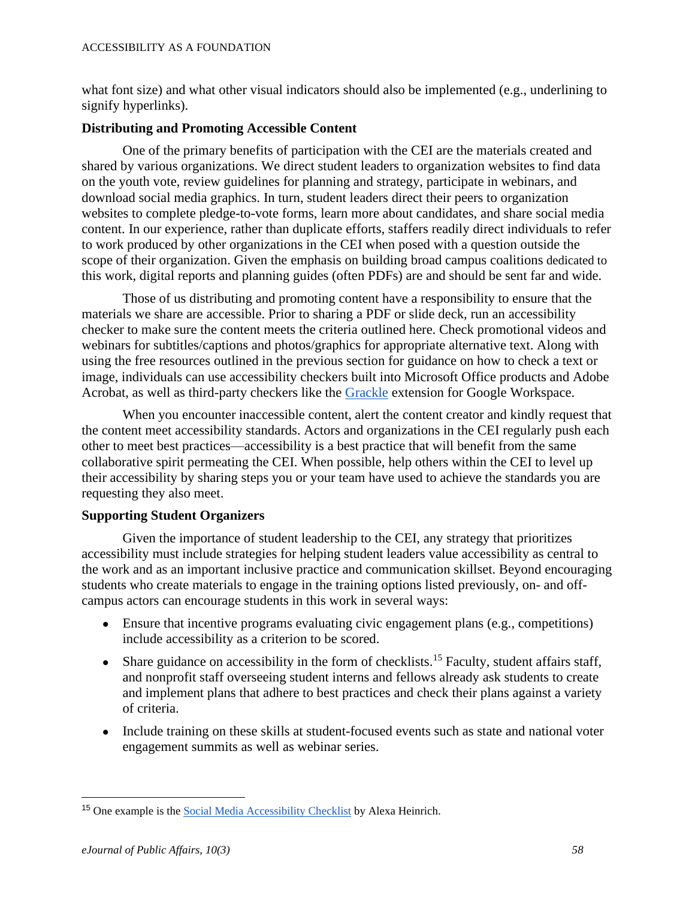what font size) and what other visual indicators should also be implemented (e.g., underlining to signify hyperlinks).

**Distributing and Promoting Accessible Content**

One of the primary benefits of participation with the CEI are the materials created and shared by various organizations. We direct student leaders to organization websites to find data on the youth vote, review guidelines for planning and strategy, participate in webinars, and download social media graphics. In turn, student leaders direct their peers to organization websites to complete pledge-to-vote forms, learn more about candidates, and share social media content. In our experience, rather than duplicate efforts, staffers readily direct individuals to refer to work produced by other organizations in the CEI when posed with a question outside the scope of their organization. Given the emphasis on building broad campus coalitions dedicated to this work, digital reports and planning guides (often PDFs) are and should be sent far and wide.

Those of us distributing and promoting content have a responsibility to ensure that the materials we share are accessible. Prior to sharing a PDF or slide deck, run an accessibility checker to make sure the content meets the criteria outlined here. Check promotional videos and webinars for subtitles/captions and photos/graphics for appropriate alternative text. Along with using the free resources outlined in the previous section for guidance on how to check a text or image, individuals can use accessibility checkers built into Microsoft Office products and Adobe Acrobat, as well as third-party checkers like the Grackle extension for Google Workspace.

When you encounter inaccessible content, alert the content creator and kindly request that the content meet accessibility standards. Actors and organizations in the CEI regularly push each other to meet best practices—accessibility is a best practice that will benefit from the same collaborative spirit permeating the CEI. When possible, help others within the CEI to level up their accessibility by sharing steps you or your team have used to achieve the standards you are requesting they also meet.

**Supporting Student Organizers**

Given the importance of student leadership to the CEI, any strategy that prioritizes accessibility must include strategies for helping student leaders value accessibility as central to the work and as an important inclusive practice and communication skillset. Beyond encouraging students who create materials to engage in the training options listed previously, on- and off-campus actors can encourage students in this work in several ways:

- Ensure that incentive programs evaluating civic engagement plans (e.g., competitions) include accessibility as a criterion to be scored.
- Share guidance on accessibility in the form of checklists.[15] Faculty, student affairs staff, and nonprofit staff overseeing student interns and fellows already ask students to create and implement plans that adhere to best practices and check their plans against a variety of criteria.
- Include training on these skills at student-focused events such as state and national voter engagement summits as well as webinar series.

---

[15] One example is the Social Media Accessibility Checklist by Alexa Heinrich.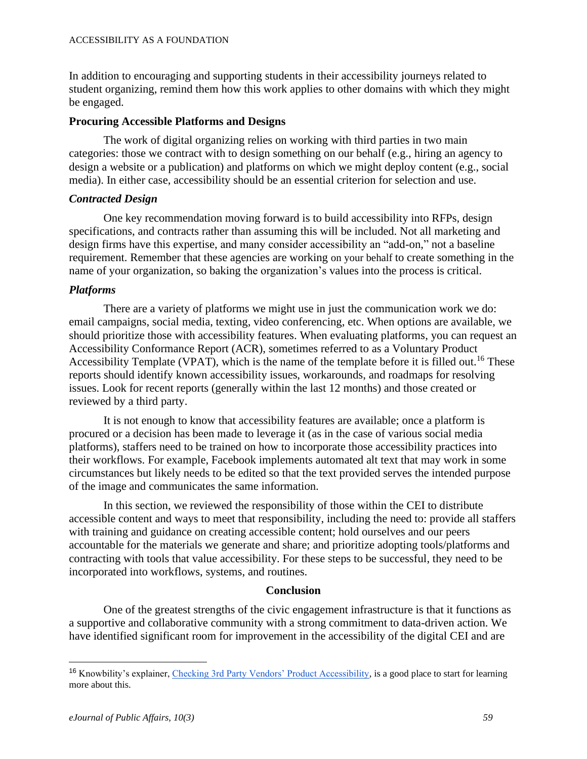In addition to encouraging and supporting students in their accessibility journeys related to student organizing, remind them how this work applies to other domains with which they might be engaged.

### Procuring Accessible Platforms and Designs

The work of digital organizing relies on working with third parties in two main categories: those we contract with to design something on our behalf (e.g., hiring an agency to design a website or a publication) and platforms on which we might deploy content (e.g., social media). In either case, accessibility should be an essential criterion for selection and use.

#### *Contracted Design*

One key recommendation moving forward is to build accessibility into RFPs, design specifications, and contracts rather than assuming this will be included. Not all marketing and design firms have this expertise, and many consider accessibility an "add-on," not a baseline requirement. Remember that these agencies are working on your behalf to create something in the name of your organization, so baking the organization's values into the process is critical.

#### *Platforms*

There are a variety of platforms we might use in just the communication work we do: email campaigns, social media, texting, video conferencing, etc. When options are available, we should prioritize those with accessibility features. When evaluating platforms, you can request an Accessibility Conformance Report (ACR), sometimes referred to as a Voluntary Product Accessibility Template (VPAT), which is the name of the template before it is filled out.[16] These reports should identify known accessibility issues, workarounds, and roadmaps for resolving issues. Look for recent reports (generally within the last 12 months) and those created or reviewed by a third party.

It is not enough to know that accessibility features are available; once a platform is procured or a decision has been made to leverage it (as in the case of various social media platforms), staffers need to be trained on how to incorporate those accessibility practices into their workflows. For example, Facebook implements automated alt text that may work in some circumstances but likely needs to be edited so that the text provided serves the intended purpose of the image and communicates the same information.

In this section, we reviewed the responsibility of those within the CEI to distribute accessible content and ways to meet that responsibility, including the need to: provide all staffers with training and guidance on creating accessible content; hold ourselves and our peers accountable for the materials we generate and share; and prioritize adopting tools/platforms and contracting with tools that value accessibility. For these steps to be successful, they need to be incorporated into workflows, systems, and routines.

## Conclusion

One of the greatest strengths of the civic engagement infrastructure is that it functions as a supportive and collaborative community with a strong commitment to data-driven action. We have identified significant room for improvement in the accessibility of the digital CEI and are

---

[16] Knowbility's explainer, Checking 3rd Party Vendors' Product Accessibility, is a good place to start for learning more about this.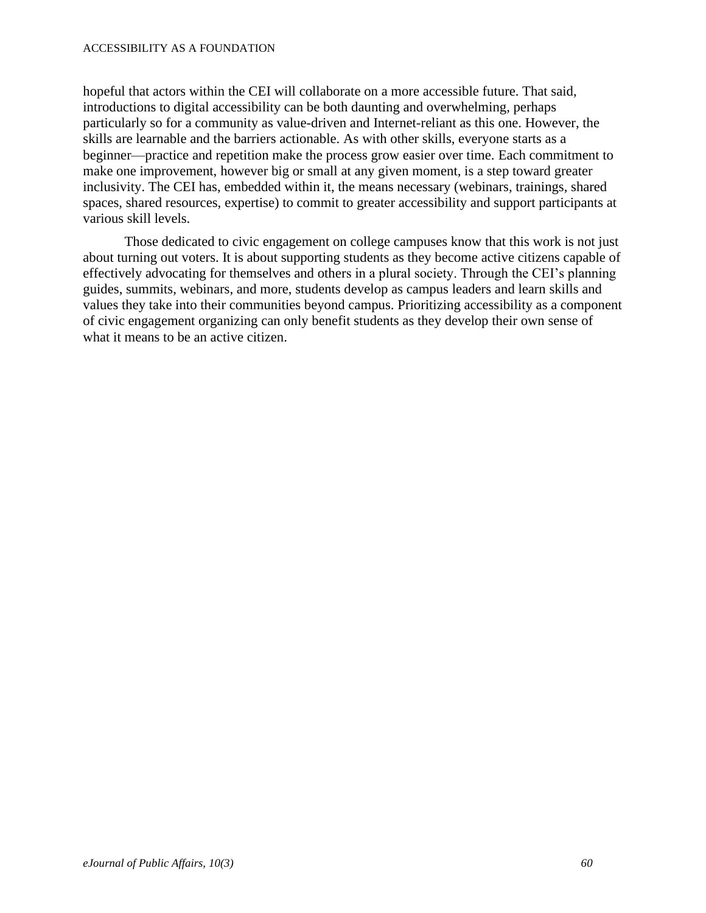hopeful that actors within the CEI will collaborate on a more accessible future. That said, introductions to digital accessibility can be both daunting and overwhelming, perhaps particularly so for a community as value-driven and Internet-reliant as this one. However, the skills are learnable and the barriers actionable. As with other skills, everyone starts as a beginner—practice and repetition make the process grow easier over time. Each commitment to make one improvement, however big or small at any given moment, is a step toward greater inclusivity. The CEI has, embedded within it, the means necessary (webinars, trainings, shared spaces, shared resources, expertise) to commit to greater accessibility and support participants at various skill levels.

Those dedicated to civic engagement on college campuses know that this work is not just about turning out voters. It is about supporting students as they become active citizens capable of effectively advocating for themselves and others in a plural society. Through the CEI's planning guides, summits, webinars, and more, students develop as campus leaders and learn skills and values they take into their communities beyond campus. Prioritizing accessibility as a component of civic engagement organizing can only benefit students as they develop their own sense of what it means to be an active citizen.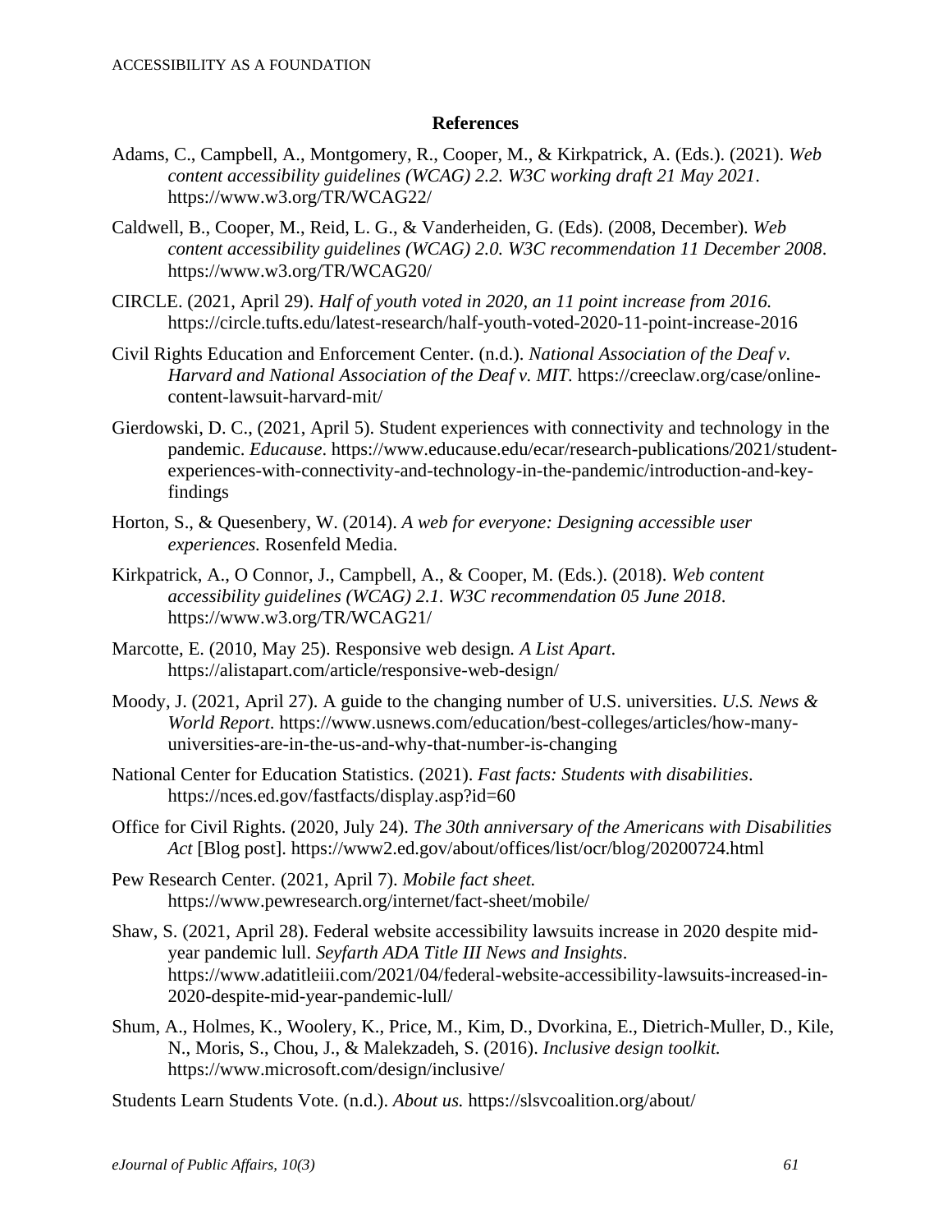## References

Adams, C., Campbell, A., Montgomery, R., Cooper, M., & Kirkpatrick, A. (Eds.). (2021). *Web content accessibility guidelines (WCAG) 2.2. W3C working draft 21 May 2021*. https://www.w3.org/TR/WCAG22/

Caldwell, B., Cooper, M., Reid, L. G., & Vanderheiden, G. (Eds). (2008, December). *Web content accessibility guidelines (WCAG) 2.0. W3C recommendation 11 December 2008*. https://www.w3.org/TR/WCAG20/

CIRCLE. (2021, April 29). *Half of youth voted in 2020, an 11 point increase from 2016.* https://circle.tufts.edu/latest-research/half-youth-voted-2020-11-point-increase-2016

Civil Rights Education and Enforcement Center. (n.d.). *National Association of the Deaf v. Harvard and National Association of the Deaf v. MIT*. https://creeclaw.org/case/online-content-lawsuit-harvard-mit/

Gierdowski, D. C., (2021, April 5). Student experiences with connectivity and technology in the pandemic. *Educause*. https://www.educause.edu/ecar/research-publications/2021/student-experiences-with-connectivity-and-technology-in-the-pandemic/introduction-and-key-findings

Horton, S., & Quesenbery, W. (2014). *A web for everyone: Designing accessible user experiences.* Rosenfeld Media.

Kirkpatrick, A., O Connor, J., Campbell, A., & Cooper, M. (Eds.). (2018). *Web content accessibility guidelines (WCAG) 2.1. W3C recommendation 05 June 2018*. https://www.w3.org/TR/WCAG21/

Marcotte, E. (2010, May 25). Responsive web design*. A List Apart*. https://alistapart.com/article/responsive-web-design/

Moody, J. (2021, April 27). A guide to the changing number of U.S. universities. *U.S. News & World Report*. https://www.usnews.com/education/best-colleges/articles/how-many-universities-are-in-the-us-and-why-that-number-is-changing

National Center for Education Statistics. (2021). *Fast facts: Students with disabilities*. https://nces.ed.gov/fastfacts/display.asp?id=60

Office for Civil Rights. (2020, July 24). *The 30th anniversary of the Americans with Disabilities Act* [Blog post]. https://www2.ed.gov/about/offices/list/ocr/blog/20200724.html

Pew Research Center. (2021, April 7). *Mobile fact sheet.* https://www.pewresearch.org/internet/fact-sheet/mobile/

Shaw, S. (2021, April 28). Federal website accessibility lawsuits increase in 2020 despite mid-year pandemic lull. *Seyfarth ADA Title III News and Insights*. https://www.adatitleiii.com/2021/04/federal-website-accessibility-lawsuits-increased-in-2020-despite-mid-year-pandemic-lull/

Shum, A., Holmes, K., Woolery, K., Price, M., Kim, D., Dvorkina, E., Dietrich-Muller, D., Kile, N., Moris, S., Chou, J., & Malekzadeh, S. (2016). *Inclusive design toolkit.* https://www.microsoft.com/design/inclusive/

Students Learn Students Vote. (n.d.). *About us.* https://slsvcoalition.org/about/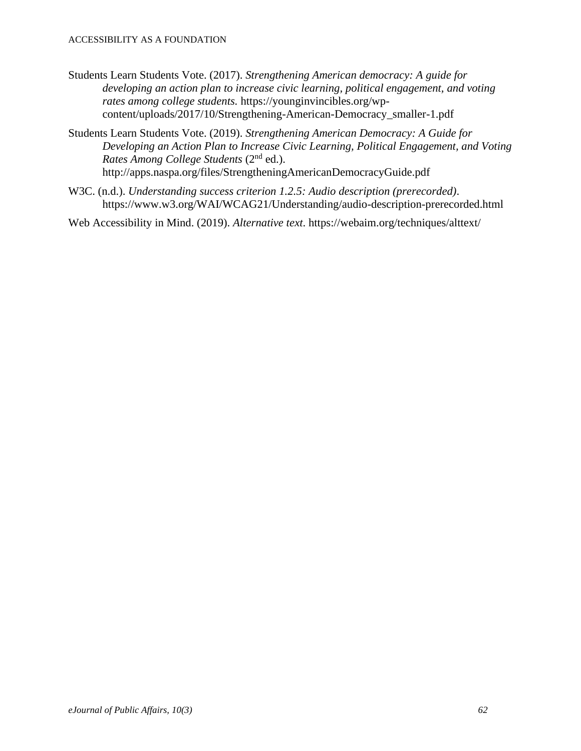Students Learn Students Vote. (2017). *Strengthening American democracy: A guide for developing an action plan to increase civic learning, political engagement, and voting rates among college students.* https://younginvincibles.org/wp-content/uploads/2017/10/Strengthening-American-Democracy_smaller-1.pdf

Students Learn Students Vote. (2019). *Strengthening American Democracy: A Guide for Developing an Action Plan to Increase Civic Learning, Political Engagement, and Voting Rates Among College Students* (2nd ed.). http://apps.naspa.org/files/StrengtheningAmericanDemocracyGuide.pdf

W3C. (n.d.). *Understanding success criterion 1.2.5: Audio description (prerecorded)*. https://www.w3.org/WAI/WCAG21/Understanding/audio-description-prerecorded.html

Web Accessibility in Mind. (2019). *Alternative text*. https://webaim.org/techniques/alttext/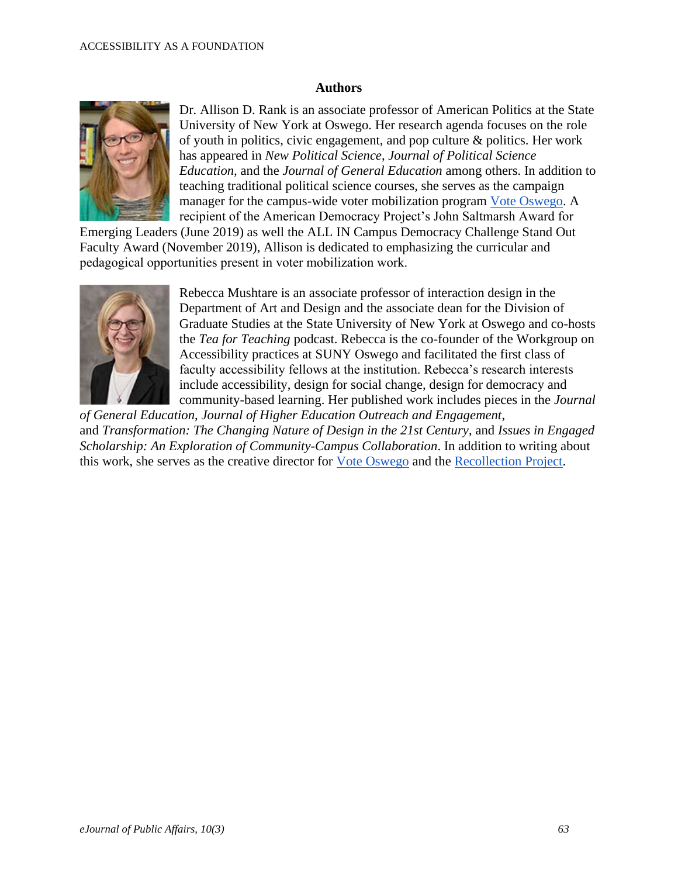**Authors**

Dr. Allison D. Rank is an associate professor of American Politics at the State University of New York at Oswego. Her research agenda focuses on the role of youth in politics, civic engagement, and pop culture & politics. Her work has appeared in *New Political Science*, *Journal of Political Science Education,* and the *Journal of General Education* among others. In addition to teaching traditional political science courses, she serves as the campaign manager for the campus-wide voter mobilization program [Vote Oswego](). A recipient of the American Democracy Project's John Saltmarsh Award for Emerging Leaders (June 2019) as well the ALL IN Campus Democracy Challenge Stand Out Faculty Award (November 2019), Allison is dedicated to emphasizing the curricular and pedagogical opportunities present in voter mobilization work.

Rebecca Mushtare is an associate professor of interaction design in the Department of Art and Design and the associate dean for the Division of Graduate Studies at the State University of New York at Oswego and co-hosts the *Tea for Teaching* podcast. Rebecca is the co-founder of the Workgroup on Accessibility practices at SUNY Oswego and facilitated the first class of faculty accessibility fellows at the institution. Rebecca's research interests include accessibility, design for social change, design for democracy and community-based learning. Her published work includes pieces in the *Journal of General Education*, *Journal of Higher Education Outreach and Engagement*, and *Transformation: The Changing Nature of Design in the 21st Century*, and *Issues in Engaged Scholarship: An Exploration of Community-Campus Collaboration*. In addition to writing about this work, she serves as the creative director for [Vote Oswego]() and the [Recollection Project]().